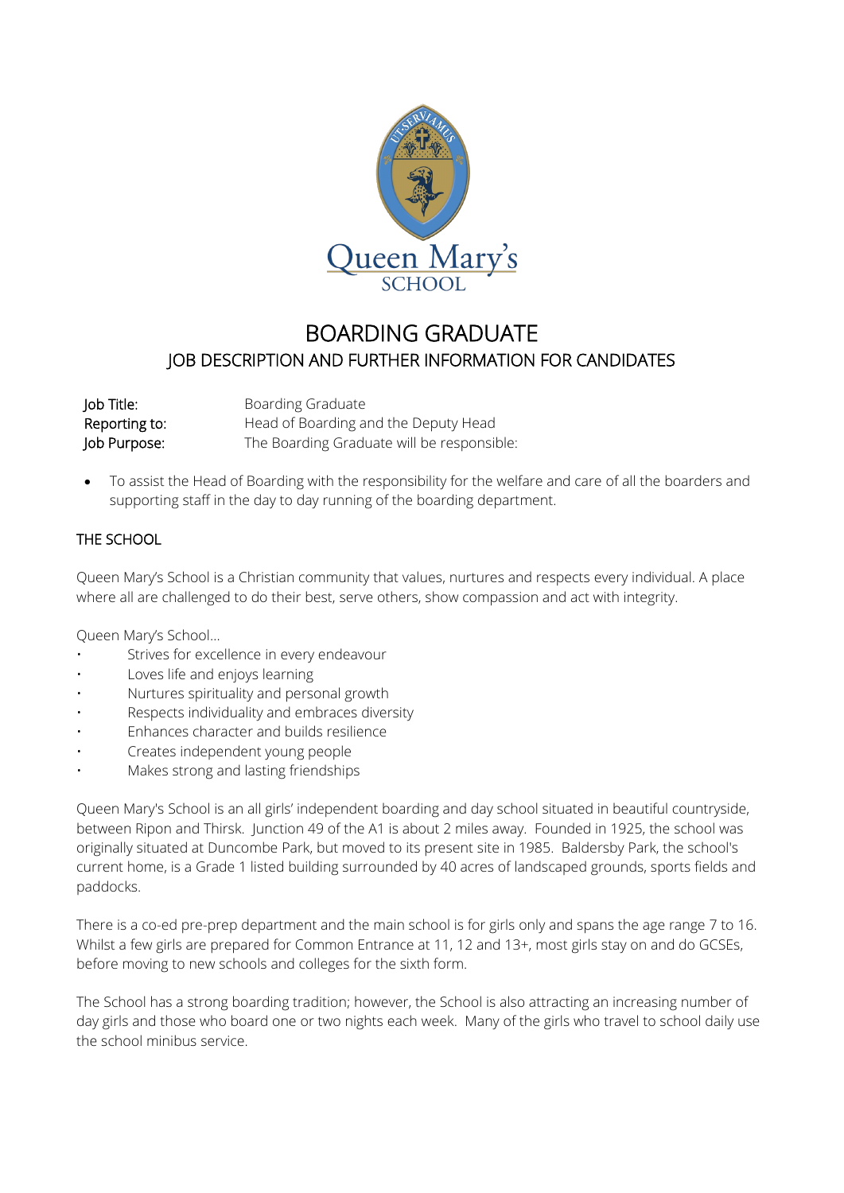Queen Mary's SCHOOL

# BOARDING GRADUATE

## JOB DESCRIPTION AND FURTHER INFORMATION FOR CANDIDATES

| | |
|---|---|
| Job Title: | Boarding Graduate |
| Reporting to: | Head of Boarding and the Deputy Head |
| Job Purpose: | The Boarding Graduate will be responsible: |

- To assist the Head of Boarding with the responsibility for the welfare and care of all the boarders and supporting staff in the day to day running of the boarding department.

## THE SCHOOL

Queen Mary's School is a Christian community that values, nurtures and respects every individual. A place where all are challenged to do their best, serve others, show compassion and act with integrity.

Queen Mary's School…

- Strives for excellence in every endeavour
- Loves life and enjoys learning
- Nurtures spirituality and personal growth
- Respects individuality and embraces diversity
- Enhances character and builds resilience
- Creates independent young people
- Makes strong and lasting friendships

Queen Mary's School is an all girls' independent boarding and day school situated in beautiful countryside, between Ripon and Thirsk. Junction 49 of the A1 is about 2 miles away. Founded in 1925, the school was originally situated at Duncombe Park, but moved to its present site in 1985. Baldersby Park, the school's current home, is a Grade 1 listed building surrounded by 40 acres of landscaped grounds, sports fields and paddocks.

There is a co-ed pre-prep department and the main school is for girls only and spans the age range 7 to 16. Whilst a few girls are prepared for Common Entrance at 11, 12 and 13+, most girls stay on and do GCSEs, before moving to new schools and colleges for the sixth form.

The School has a strong boarding tradition; however, the School is also attracting an increasing number of day girls and those who board one or two nights each week. Many of the girls who travel to school daily use the school minibus service.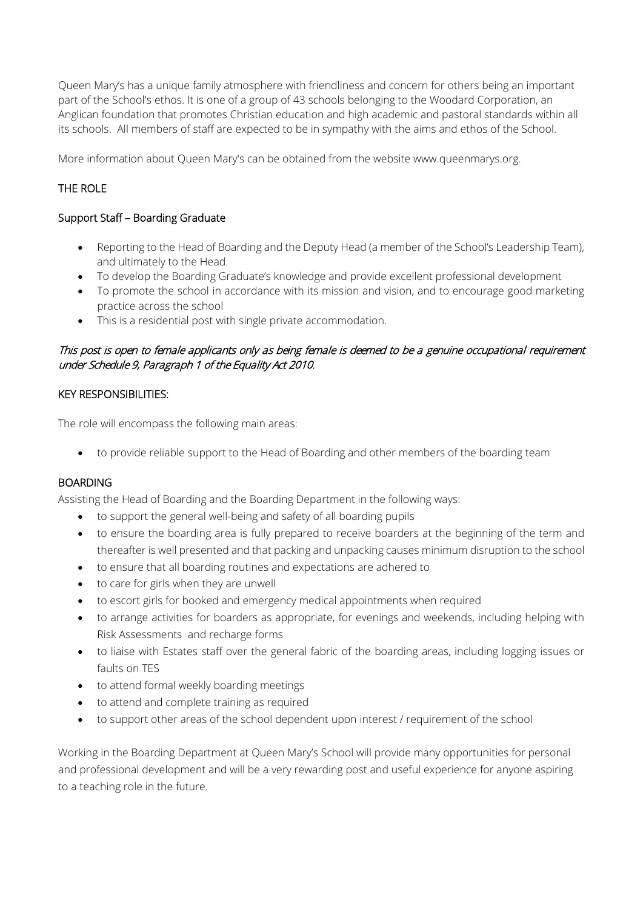Queen Mary's has a unique family atmosphere with friendliness and concern for others being an important part of the School's ethos. It is one of a group of 43 schools belonging to the Woodard Corporation, an Anglican foundation that promotes Christian education and high academic and pastoral standards within all its schools. All members of staff are expected to be in sympathy with the aims and ethos of the School.

More information about Queen Mary's can be obtained from the website www.queenmarys.org.

## THE ROLE

### Support Staff – Boarding Graduate

- Reporting to the Head of Boarding and the Deputy Head (a member of the School's Leadership Team), and ultimately to the Head.
- To develop the Boarding Graduate's knowledge and provide excellent professional development
- To promote the school in accordance with its mission and vision, and to encourage good marketing practice across the school
- This is a residential post with single private accommodation.

*This post is open to female applicants only as being female is deemed to be a genuine occupational requirement under Schedule 9, Paragraph 1 of the Equality Act 2010.*

## KEY RESPONSIBILITIES:

The role will encompass the following main areas:

- to provide reliable support to the Head of Boarding and other members of the boarding team

## BOARDING

Assisting the Head of Boarding and the Boarding Department in the following ways:

- to support the general well-being and safety of all boarding pupils
- to ensure the boarding area is fully prepared to receive boarders at the beginning of the term and thereafter is well presented and that packing and unpacking causes minimum disruption to the school
- to ensure that all boarding routines and expectations are adhered to
- to care for girls when they are unwell
- to escort girls for booked and emergency medical appointments when required
- to arrange activities for boarders as appropriate, for evenings and weekends, including helping with Risk Assessments and recharge forms
- to liaise with Estates staff over the general fabric of the boarding areas, including logging issues or faults on TES
- to attend formal weekly boarding meetings
- to attend and complete training as required
- to support other areas of the school dependent upon interest / requirement of the school

Working in the Boarding Department at Queen Mary's School will provide many opportunities for personal and professional development and will be a very rewarding post and useful experience for anyone aspiring to a teaching role in the future.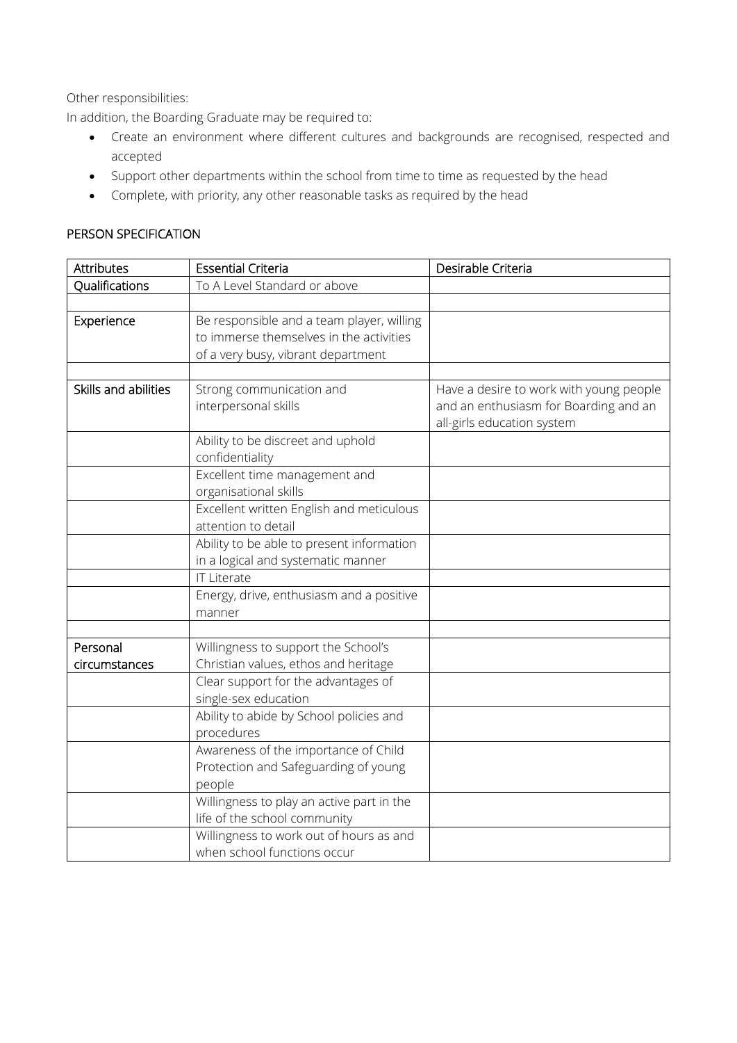Other responsibilities:

In addition, the Boarding Graduate may be required to:

- Create an environment where different cultures and backgrounds are recognised, respected and accepted
- Support other departments within the school from time to time as requested by the head
- Complete, with priority, any other reasonable tasks as required by the head

PERSON SPECIFICATION

| Attributes | Essential Criteria | Desirable Criteria |
|---|---|---|
| Qualifications | To A Level Standard or above | |
| | | |
| Experience | Be responsible and a team player, willing to immerse themselves in the activities of a very busy, vibrant department | |
| | | |
| Skills and abilities | Strong communication and interpersonal skills | Have a desire to work with young people and an enthusiasm for Boarding and an all-girls education system |
| | Ability to be discreet and uphold confidentiality | |
| | Excellent time management and organisational skills | |
| | Excellent written English and meticulous attention to detail | |
| | Ability to be able to present information in a logical and systematic manner | |
| | IT Literate | |
| | Energy, drive, enthusiasm and a positive manner | |
| | | |
| Personal circumstances | Willingness to support the School's Christian values, ethos and heritage | |
| | Clear support for the advantages of single-sex education | |
| | Ability to abide by School policies and procedures | |
| | Awareness of the importance of Child Protection and Safeguarding of young people | |
| | Willingness to play an active part in the life of the school community | |
| | Willingness to work out of hours as and when school functions occur | |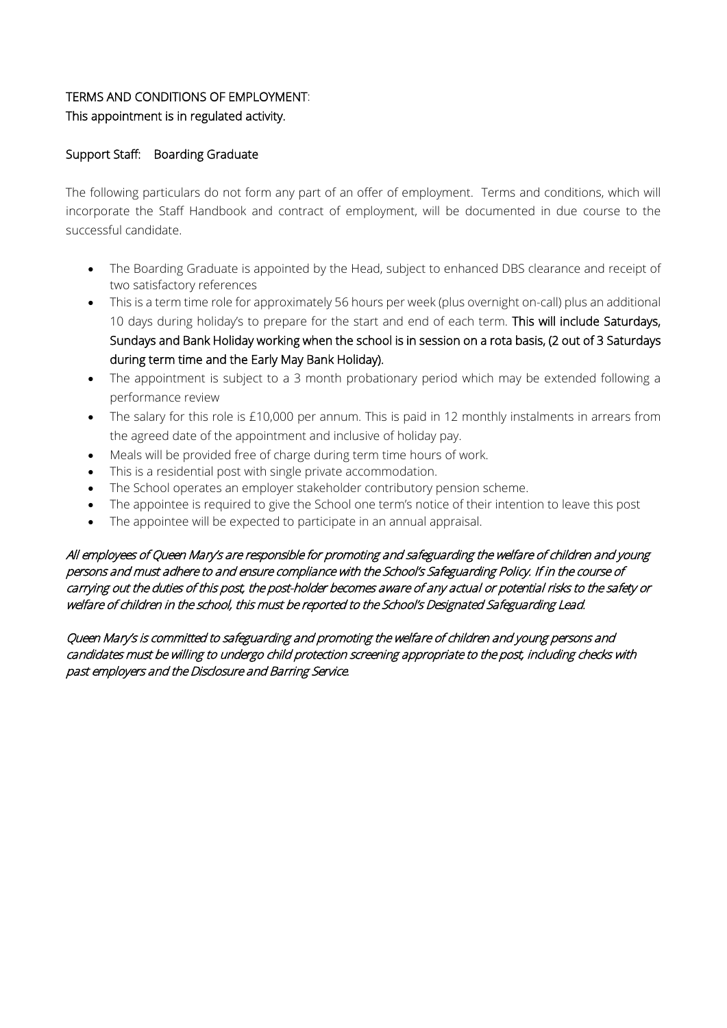TERMS AND CONDITIONS OF EMPLOYMENT:
This appointment is in regulated activity.

Support Staff: Boarding Graduate

The following particulars do not form any part of an offer of employment. Terms and conditions, which will incorporate the Staff Handbook and contract of employment, will be documented in due course to the successful candidate.

- The Boarding Graduate is appointed by the Head, subject to enhanced DBS clearance and receipt of two satisfactory references
- This is a term time role for approximately 56 hours per week (plus overnight on-call) plus an additional 10 days during holiday's to prepare for the start and end of each term. **This will include Saturdays, Sundays and Bank Holiday working when the school is in session on a rota basis, (2 out of 3 Saturdays during term time and the Early May Bank Holiday).**
- The appointment is subject to a 3 month probationary period which may be extended following a performance review
- The salary for this role is £10,000 per annum. This is paid in 12 monthly instalments in arrears from the agreed date of the appointment and inclusive of holiday pay.
- Meals will be provided free of charge during term time hours of work.
- This is a residential post with single private accommodation.
- The School operates an employer stakeholder contributory pension scheme.
- The appointee is required to give the School one term's notice of their intention to leave this post
- The appointee will be expected to participate in an annual appraisal.

*All employees of Queen Mary's are responsible for promoting and safeguarding the welfare of children and young persons and must adhere to and ensure compliance with the School's Safeguarding Policy. If in the course of carrying out the duties of this post, the post-holder becomes aware of any actual or potential risks to the safety or welfare of children in the school, this must be reported to the School's Designated Safeguarding Lead.*

*Queen Mary's is committed to safeguarding and promoting the welfare of children and young persons and candidates must be willing to undergo child protection screening appropriate to the post, including checks with past employers and the Disclosure and Barring Service.*